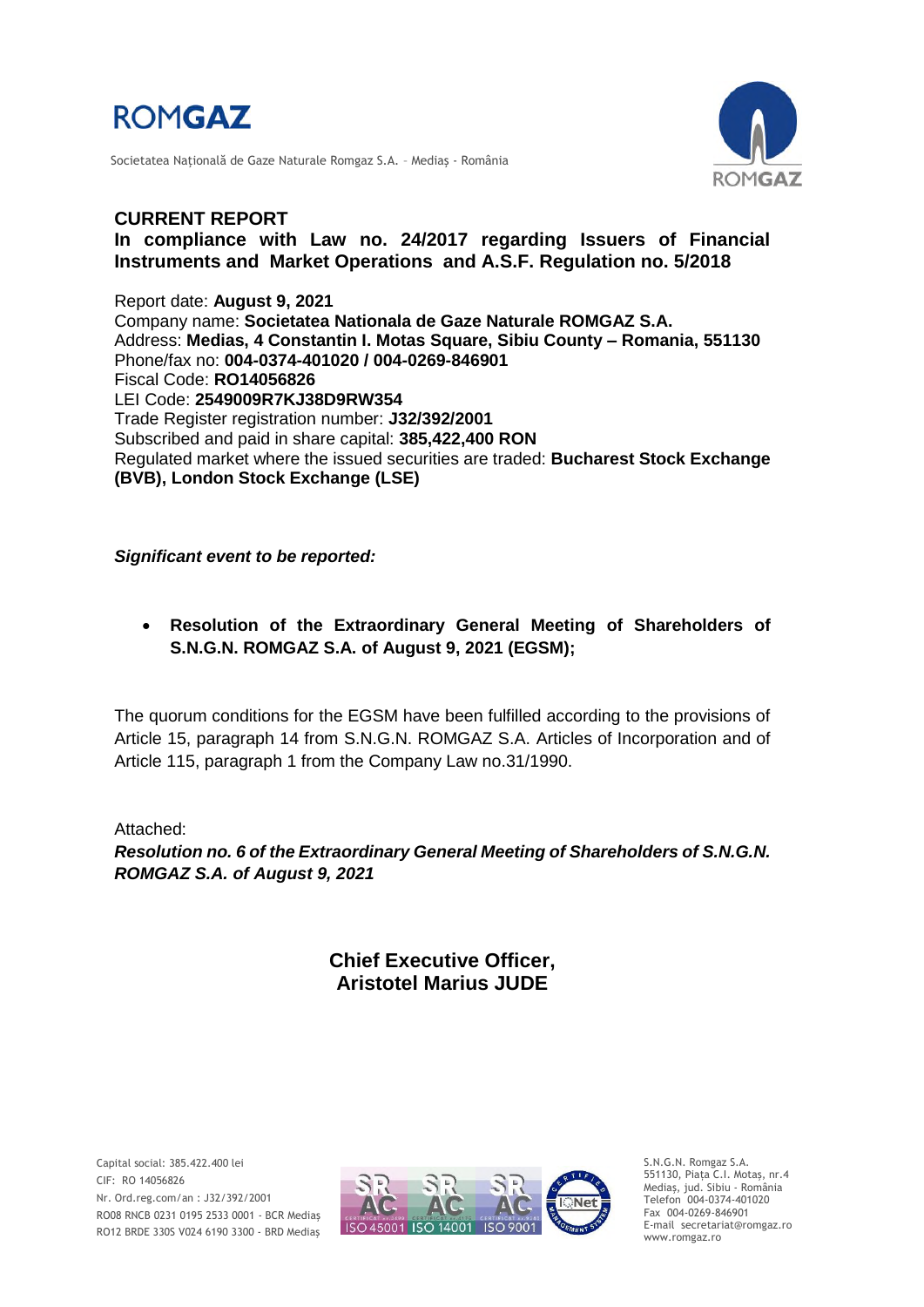ROMGAZ

Societatea Națională de Gaze Naturale Romgaz S.A. – Mediaș - România

## CURRENT REPORT

**In compliance with Law no. 24/2017 regarding Issuers of Financial Instruments and Market Operations and A.S.F. Regulation no. 5/2018**

Report date: **August 9, 2021**
Company name: **Societatea Nationala de Gaze Naturale ROMGAZ S.A.**
Address: **Medias, 4 Constantin I. Motas Square, Sibiu County – Romania, 551130**
Phone/fax no: **004-0374-401020 / 004-0269-846901**
Fiscal Code: **RO14056826**
LEI Code: **2549009R7KJ38D9RW354**
Trade Register registration number: **J32/392/2001**
Subscribed and paid in share capital: **385,422,400 RON**
Regulated market where the issued securities are traded: **Bucharest Stock Exchange (BVB), London Stock Exchange (LSE)**

***Significant event to be reported:***

- **Resolution of the Extraordinary General Meeting of Shareholders of S.N.G.N. ROMGAZ S.A. of August 9, 2021 (EGSM);**

The quorum conditions for the EGSM have been fulfilled according to the provisions of Article 15, paragraph 14 from S.N.G.N. ROMGAZ S.A. Articles of Incorporation and of Article 115, paragraph 1 from the Company Law no.31/1990.

Attached:
***Resolution no. 6 of the Extraordinary General Meeting of Shareholders of S.N.G.N. ROMGAZ S.A. of August 9, 2021***

**Chief Executive Officer,**
**Aristotel Marius JUDE**

Capital social: 385.422.400 lei
CIF: RO 14056826
Nr. Ord.reg.com/an : J32/392/2001
RO08 RNCB 0231 0195 2533 0001 - BCR Mediaș
RO12 BRDE 330S V024 6190 3300 - BRD Mediaș

S.N.G.N. Romgaz S.A.
551130, Piața C.I. Motaș, nr.4
Mediaș, jud. Sibiu - România
Telefon 004-0374-401020
Fax 004-0269-846901
E-mail secretariat@romgaz.ro
www.romgaz.ro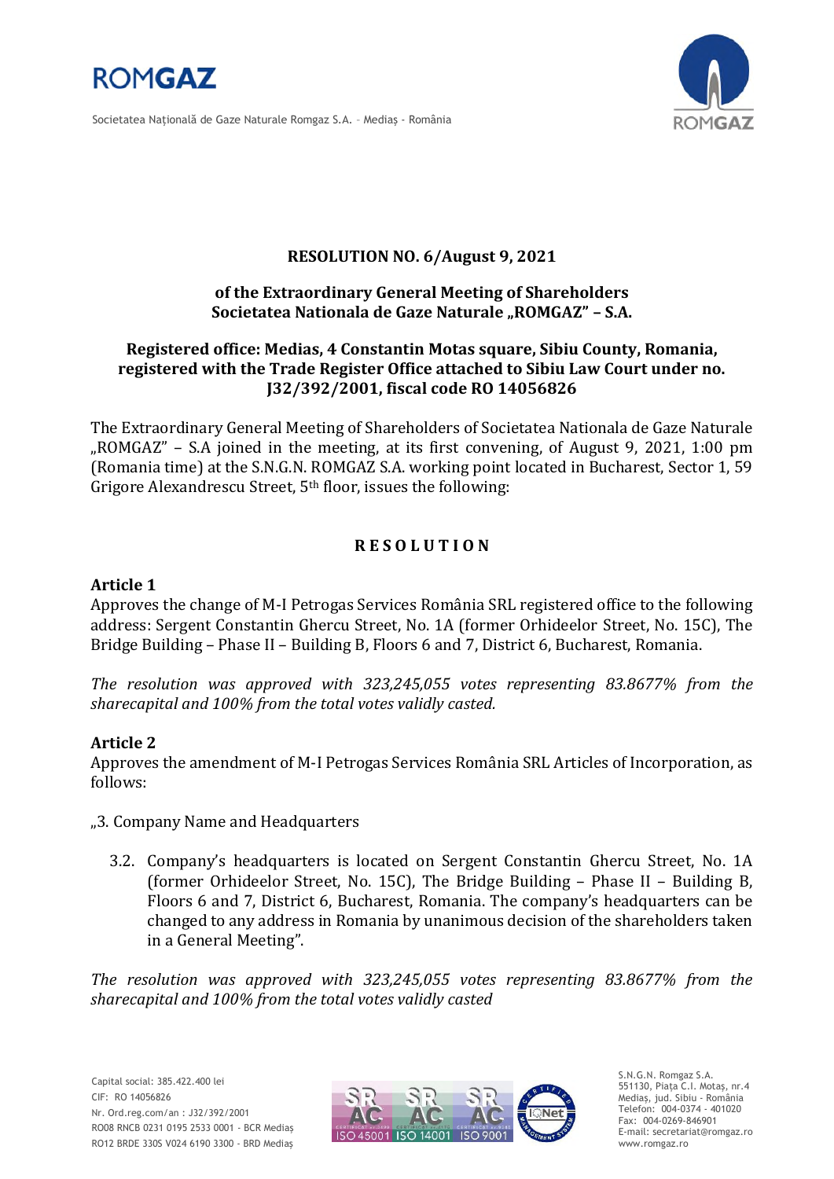**RESOLUTION NO. 6/August 9, 2021**

**of the Extraordinary General Meeting of Shareholders**
**Societatea Nationala de Gaze Naturale „ROMGAZ" – S.A.**

**Registered office: Medias, 4 Constantin Motas square, Sibiu County, Romania, registered with the Trade Register Office attached to Sibiu Law Court under no. J32/392/2001, fiscal code RO 14056826**

The Extraordinary General Meeting of Shareholders of Societatea Nationala de Gaze Naturale „ROMGAZ" – S.A joined in the meeting, at its first convening, of August 9, 2021, 1:00 pm (Romania time) at the S.N.G.N. ROMGAZ S.A. working point located in Bucharest, Sector 1, 59 Grigore Alexandrescu Street, 5th floor, issues the following:

**R E S O L U T I O N**

**Article 1**

Approves the change of M-I Petrogas Services România SRL registered office to the following address: Sergent Constantin Ghercu Street, No. 1A (former Orhideelor Street, No. 15C), The Bridge Building – Phase II – Building B, Floors 6 and 7, District 6, Bucharest, Romania.

*The resolution was approved with 323,245,055 votes representing 83.8677% from the sharecapital and 100% from the total votes validly casted.*

**Article 2**

Approves the amendment of M-I Petrogas Services România SRL Articles of Incorporation, as follows:

„3. Company Name and Headquarters

3.2. Company's headquarters is located on Sergent Constantin Ghercu Street, No. 1A (former Orhideelor Street, No. 15C), The Bridge Building – Phase II – Building B, Floors 6 and 7, District 6, Bucharest, Romania. The company's headquarters can be changed to any address in Romania by unanimous decision of the shareholders taken in a General Meeting".

*The resolution was approved with 323,245,055 votes representing 83.8677% from the sharecapital and 100% from the total votes validly casted*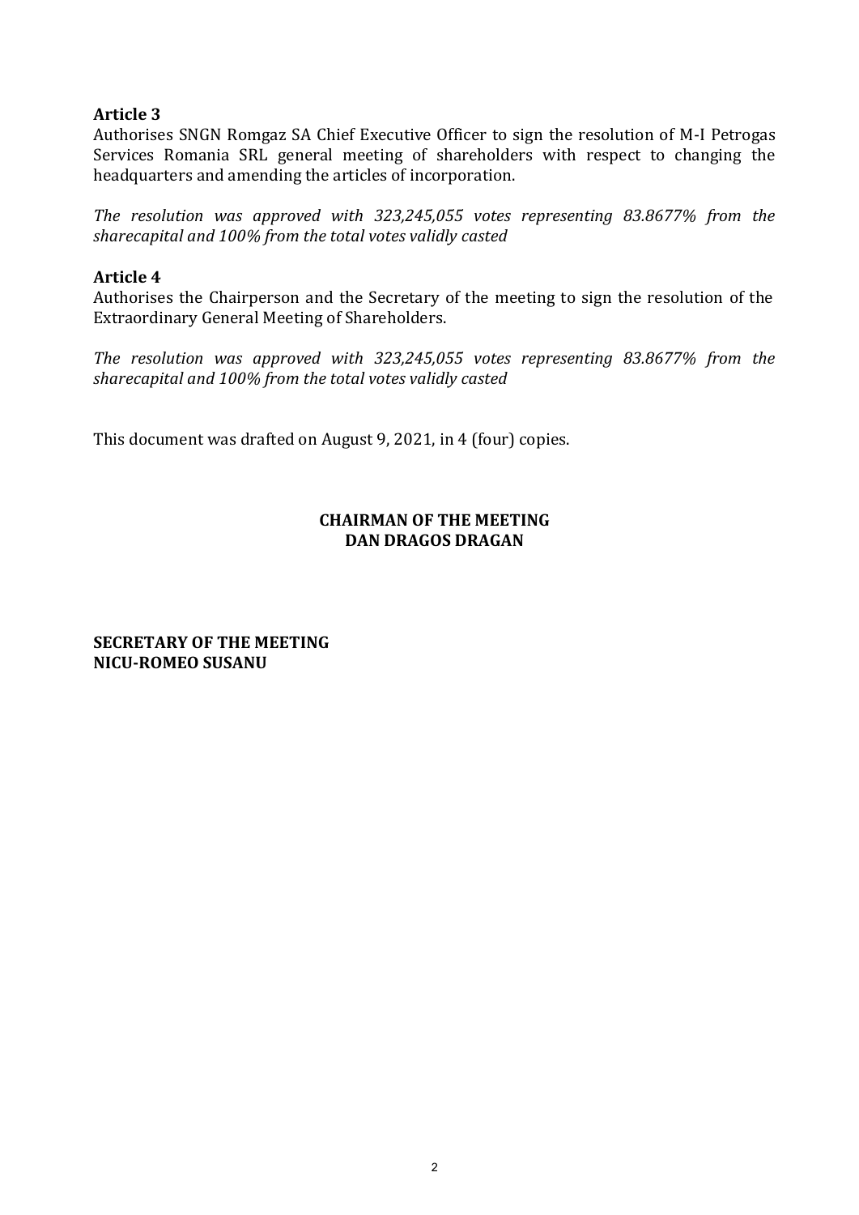**Article 3**

Authorises SNGN Romgaz SA Chief Executive Officer to sign the resolution of M-I Petrogas Services Romania SRL general meeting of shareholders with respect to changing the headquarters and amending the articles of incorporation.

*The resolution was approved with 323,245,055 votes representing 83.8677% from the sharecapital and 100% from the total votes validly casted*

**Article 4**

Authorises the Chairperson and the Secretary of the meeting to sign the resolution of the Extraordinary General Meeting of Shareholders.

*The resolution was approved with 323,245,055 votes representing 83.8677% from the sharecapital and 100% from the total votes validly casted*

This document was drafted on August 9, 2021, in 4 (four) copies.

**CHAIRMAN OF THE MEETING**
**DAN DRAGOS DRAGAN**

**SECRETARY OF THE MEETING**
**NICU-ROMEO SUSANU**